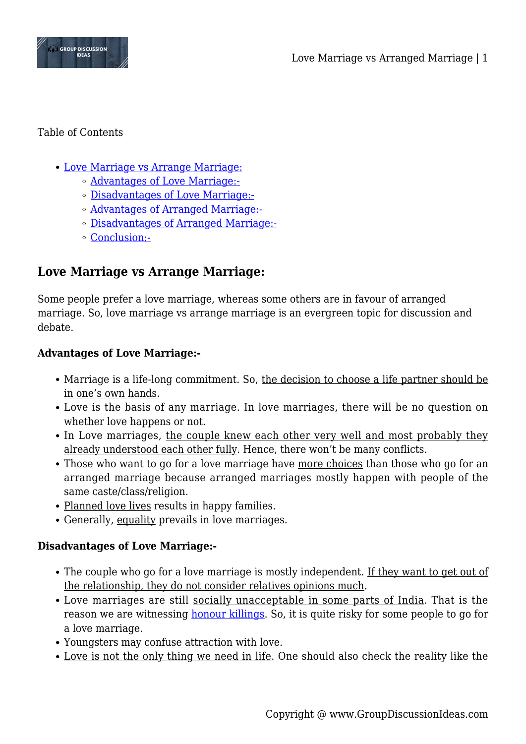Table of Contents

- Love Marriage vs Arrange Marriage:
  - Advantages of Love Marriage:-
  - Disadvantages of Love Marriage:-
  - Advantages of Arranged Marriage:-
  - Disadvantages of Arranged Marriage:-
  - Conclusion:-

## Love Marriage vs Arrange Marriage:

Some people prefer a love marriage, whereas some others are in favour of arranged marriage. So, love marriage vs arrange marriage is an evergreen topic for discussion and debate.

**Advantages of Love Marriage:-**

- Marriage is a life-long commitment. So, the decision to choose a life partner should be in one's own hands.
- Love is the basis of any marriage. In love marriages, there will be no question on whether love happens or not.
- In Love marriages, the couple knew each other very well and most probably they already understood each other fully. Hence, there won't be many conflicts.
- Those who want to go for a love marriage have more choices than those who go for an arranged marriage because arranged marriages mostly happen with people of the same caste/class/religion.
- Planned love lives results in happy families.
- Generally, equality prevails in love marriages.

**Disadvantages of Love Marriage:-**

- The couple who go for a love marriage is mostly independent. If they want to get out of the relationship, they do not consider relatives opinions much.
- Love marriages are still socially unacceptable in some parts of India. That is the reason we are witnessing honour killings. So, it is quite risky for some people to go for a love marriage.
- Youngsters may confuse attraction with love.
- Love is not the only thing we need in life. One should also check the reality like the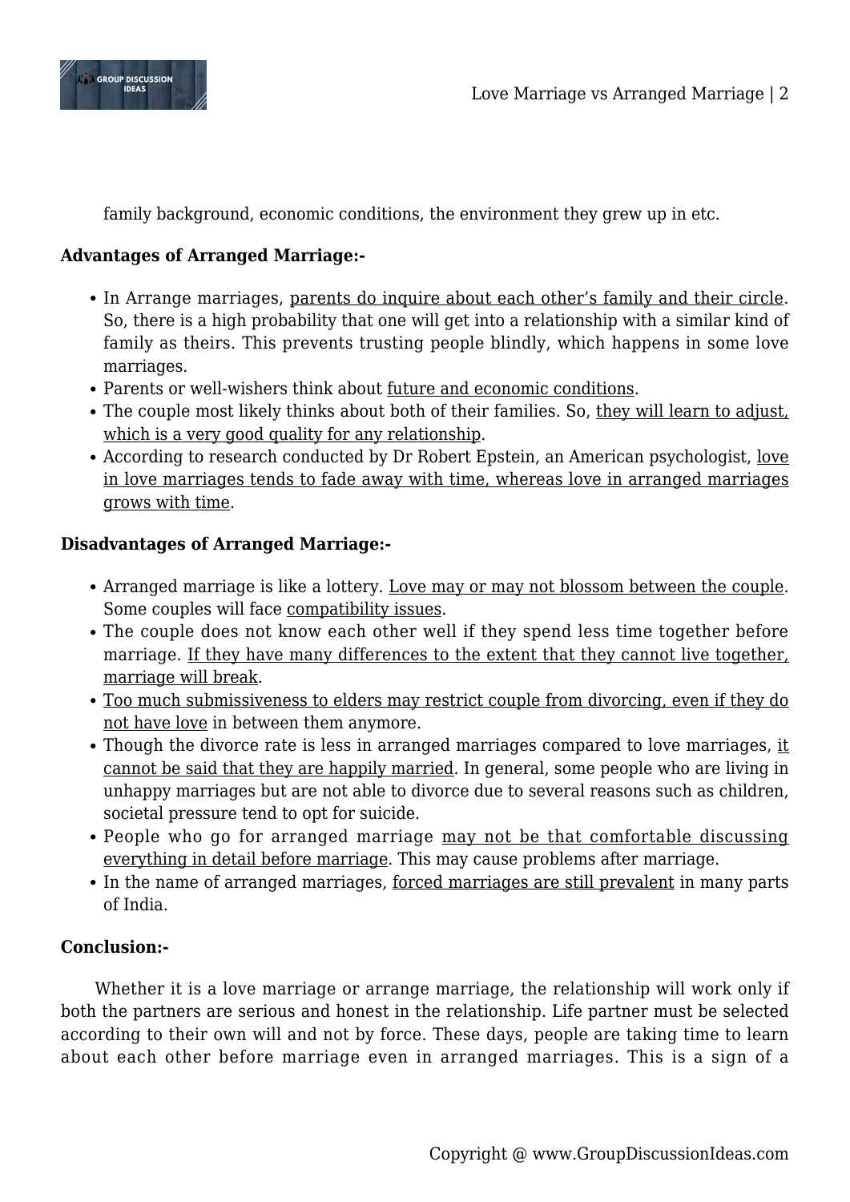family background, economic conditions, the environment they grew up in etc.

**Advantages of Arranged Marriage:-**

- In Arrange marriages, parents do inquire about each other's family and their circle. So, there is a high probability that one will get into a relationship with a similar kind of family as theirs. This prevents trusting people blindly, which happens in some love marriages.
- Parents or well-wishers think about future and economic conditions.
- The couple most likely thinks about both of their families. So, they will learn to adjust, which is a very good quality for any relationship.
- According to research conducted by Dr Robert Epstein, an American psychologist, love in love marriages tends to fade away with time, whereas love in arranged marriages grows with time.

**Disadvantages of Arranged Marriage:-**

- Arranged marriage is like a lottery. Love may or may not blossom between the couple. Some couples will face compatibility issues.
- The couple does not know each other well if they spend less time together before marriage. If they have many differences to the extent that they cannot live together, marriage will break.
- Too much submissiveness to elders may restrict couple from divorcing, even if they do not have love in between them anymore.
- Though the divorce rate is less in arranged marriages compared to love marriages, it cannot be said that they are happily married. In general, some people who are living in unhappy marriages but are not able to divorce due to several reasons such as children, societal pressure tend to opt for suicide.
- People who go for arranged marriage may not be that comfortable discussing everything in detail before marriage. This may cause problems after marriage.
- In the name of arranged marriages, forced marriages are still prevalent in many parts of India.

**Conclusion:-**

Whether it is a love marriage or arrange marriage, the relationship will work only if both the partners are serious and honest in the relationship. Life partner must be selected according to their own will and not by force. These days, people are taking time to learn about each other before marriage even in arranged marriages. This is a sign of a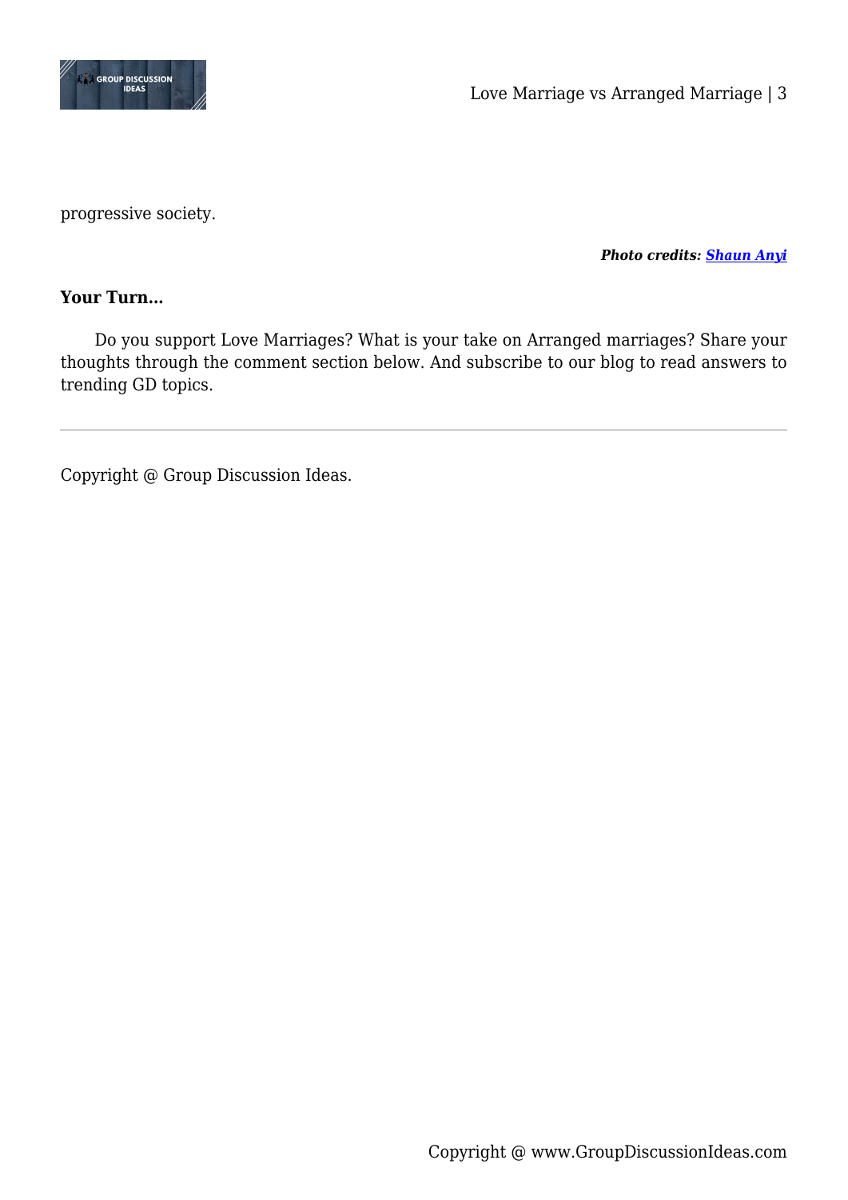progressive society.

***Photo credits: [Shaun Anyi]***

**Your Turn…**

Do you support Love Marriages? What is your take on Arranged marriages? Share your thoughts through the comment section below. And subscribe to our blog to read answers to trending GD topics.

---

Copyright @ Group Discussion Ideas.